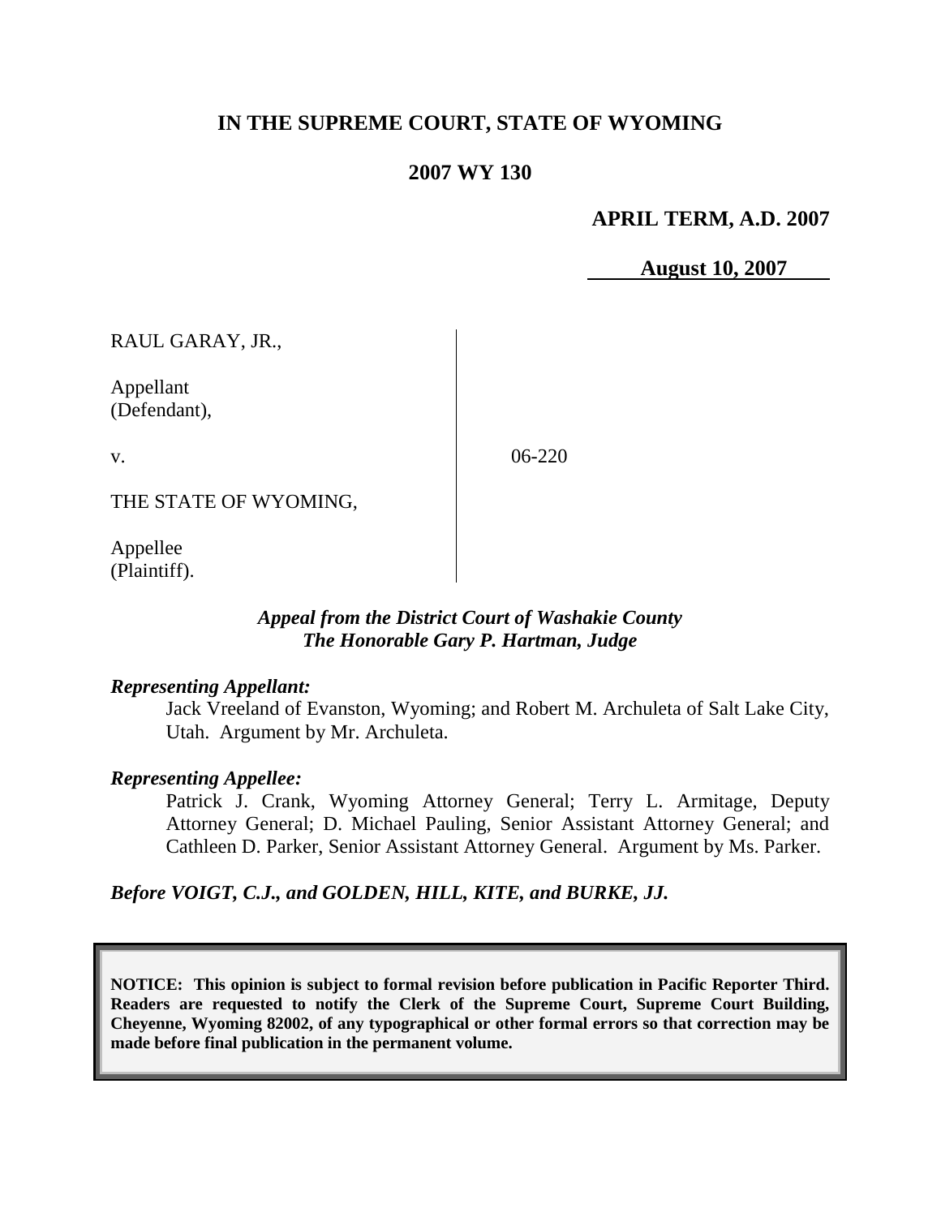# IN THE SUPREME COURT, STATE OF WYOMING

## 2007 WY 130

**APRIL TERM, A.D. 2007**

**August 10, 2007**

RAUL GARAY, JR.,

Appellant
(Defendant),

v.

06-220

THE STATE OF WYOMING,

Appellee
(Plaintiff).

***Appeal from the District Court of Washakie County***
***The Honorable Gary P. Hartman, Judge***

***Representing Appellant:***

Jack Vreeland of Evanston, Wyoming; and Robert M. Archuleta of Salt Lake City, Utah. Argument by Mr. Archuleta.

***Representing Appellee:***

Patrick J. Crank, Wyoming Attorney General; Terry L. Armitage, Deputy Attorney General; D. Michael Pauling, Senior Assistant Attorney General; and Cathleen D. Parker, Senior Assistant Attorney General. Argument by Ms. Parker.

***Before VOIGT, C.J., and GOLDEN, HILL, KITE, and BURKE, JJ.***

**NOTICE: This opinion is subject to formal revision before publication in Pacific Reporter Third. Readers are requested to notify the Clerk of the Supreme Court, Supreme Court Building, Cheyenne, Wyoming 82002, of any typographical or other formal errors so that correction may be made before final publication in the permanent volume.**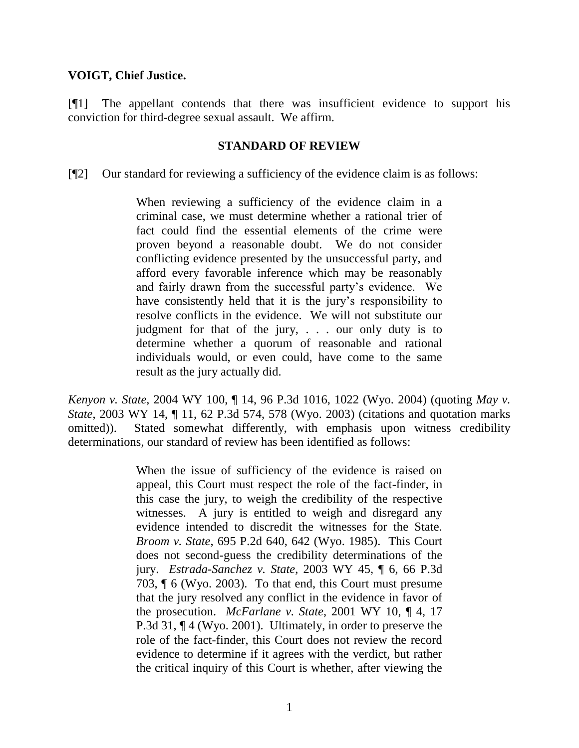**VOIGT, Chief Justice.**

[¶1] The appellant contends that there was insufficient evidence to support his conviction for third-degree sexual assault. We affirm.

## STANDARD OF REVIEW

[¶2] Our standard for reviewing a sufficiency of the evidence claim is as follows:

> When reviewing a sufficiency of the evidence claim in a criminal case, we must determine whether a rational trier of fact could find the essential elements of the crime were proven beyond a reasonable doubt. We do not consider conflicting evidence presented by the unsuccessful party, and afford every favorable inference which may be reasonably and fairly drawn from the successful party's evidence. We have consistently held that it is the jury's responsibility to resolve conflicts in the evidence. We will not substitute our judgment for that of the jury, . . . our only duty is to determine whether a quorum of reasonable and rational individuals would, or even could, have come to the same result as the jury actually did.

*Kenyon v. State*, 2004 WY 100, ¶ 14, 96 P.3d 1016, 1022 (Wyo. 2004) (quoting *May v. State*, 2003 WY 14, ¶ 11, 62 P.3d 574, 578 (Wyo. 2003) (citations and quotation marks omitted)). Stated somewhat differently, with emphasis upon witness credibility determinations, our standard of review has been identified as follows:

> When the issue of sufficiency of the evidence is raised on appeal, this Court must respect the role of the fact-finder, in this case the jury, to weigh the credibility of the respective witnesses. A jury is entitled to weigh and disregard any evidence intended to discredit the witnesses for the State. *Broom v. State*, 695 P.2d 640, 642 (Wyo. 1985). This Court does not second-guess the credibility determinations of the jury. *Estrada-Sanchez v. State*, 2003 WY 45, ¶ 6, 66 P.3d 703, ¶ 6 (Wyo. 2003). To that end, this Court must presume that the jury resolved any conflict in the evidence in favor of the prosecution. *McFarlane v. State*, 2001 WY 10, ¶ 4, 17 P.3d 31, ¶ 4 (Wyo. 2001). Ultimately, in order to preserve the role of the fact-finder, this Court does not review the record evidence to determine if it agrees with the verdict, but rather the critical inquiry of this Court is whether, after viewing the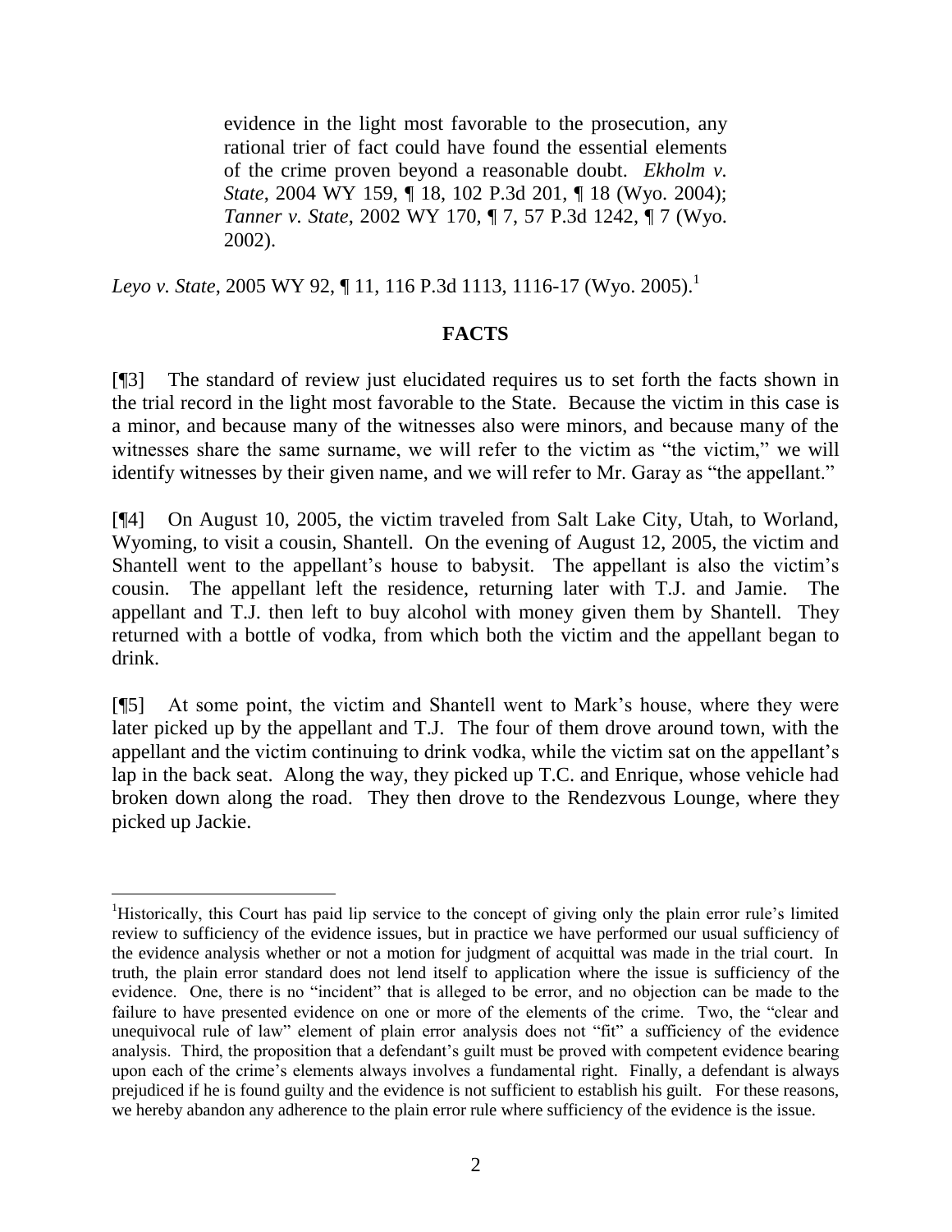> evidence in the light most favorable to the prosecution, any rational trier of fact could have found the essential elements of the crime proven beyond a reasonable doubt. *Ekholm v. State*, 2004 WY 159, ¶ 18, 102 P.3d 201, ¶ 18 (Wyo. 2004); *Tanner v. State*, 2002 WY 170, ¶ 7, 57 P.3d 1242, ¶ 7 (Wyo. 2002).

*Leyo v. State*, 2005 WY 92, ¶ 11, 116 P.3d 1113, 1116-17 (Wyo. 2005).[1]

## FACTS

[¶3] The standard of review just elucidated requires us to set forth the facts shown in the trial record in the light most favorable to the State. Because the victim in this case is a minor, and because many of the witnesses also were minors, and because many of the witnesses share the same surname, we will refer to the victim as "the victim," we will identify witnesses by their given name, and we will refer to Mr. Garay as "the appellant."

[¶4] On August 10, 2005, the victim traveled from Salt Lake City, Utah, to Worland, Wyoming, to visit a cousin, Shantell. On the evening of August 12, 2005, the victim and Shantell went to the appellant's house to babysit. The appellant is also the victim's cousin. The appellant left the residence, returning later with T.J. and Jamie. The appellant and T.J. then left to buy alcohol with money given them by Shantell. They returned with a bottle of vodka, from which both the victim and the appellant began to drink.

[¶5] At some point, the victim and Shantell went to Mark's house, where they were later picked up by the appellant and T.J. The four of them drove around town, with the appellant and the victim continuing to drink vodka, while the victim sat on the appellant's lap in the back seat. Along the way, they picked up T.C. and Enrique, whose vehicle had broken down along the road. They then drove to the Rendezvous Lounge, where they picked up Jackie.

---

[1] Historically, this Court has paid lip service to the concept of giving only the plain error rule's limited review to sufficiency of the evidence issues, but in practice we have performed our usual sufficiency of the evidence analysis whether or not a motion for judgment of acquittal was made in the trial court. In truth, the plain error standard does not lend itself to application where the issue is sufficiency of the evidence. One, there is no "incident" that is alleged to be error, and no objection can be made to the failure to have presented evidence on one or more of the elements of the crime. Two, the "clear and unequivocal rule of law" element of plain error analysis does not "fit" a sufficiency of the evidence analysis. Third, the proposition that a defendant's guilt must be proved with competent evidence bearing upon each of the crime's elements always involves a fundamental right. Finally, a defendant is always prejudiced if he is found guilty and the evidence is not sufficient to establish his guilt. For these reasons, we hereby abandon any adherence to the plain error rule where sufficiency of the evidence is the issue.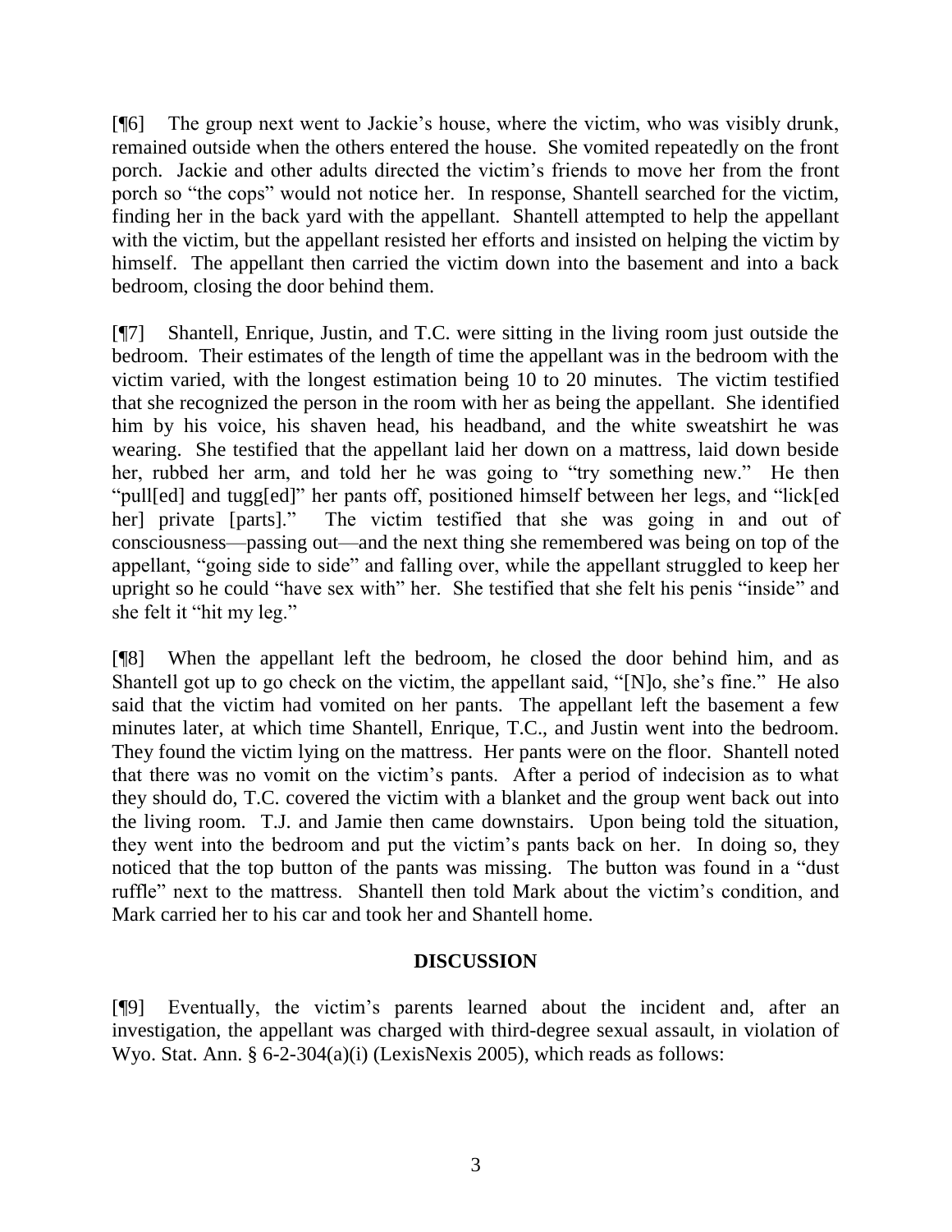[¶6] The group next went to Jackie's house, where the victim, who was visibly drunk, remained outside when the others entered the house. She vomited repeatedly on the front porch. Jackie and other adults directed the victim's friends to move her from the front porch so "the cops" would not notice her. In response, Shantell searched for the victim, finding her in the back yard with the appellant. Shantell attempted to help the appellant with the victim, but the appellant resisted her efforts and insisted on helping the victim by himself. The appellant then carried the victim down into the basement and into a back bedroom, closing the door behind them.

[¶7] Shantell, Enrique, Justin, and T.C. were sitting in the living room just outside the bedroom. Their estimates of the length of time the appellant was in the bedroom with the victim varied, with the longest estimation being 10 to 20 minutes. The victim testified that she recognized the person in the room with her as being the appellant. She identified him by his voice, his shaven head, his headband, and the white sweatshirt he was wearing. She testified that the appellant laid her down on a mattress, laid down beside her, rubbed her arm, and told her he was going to "try something new." He then "pull[ed] and tugg[ed]" her pants off, positioned himself between her legs, and "lick[ed her] private [parts]." The victim testified that she was going in and out of consciousness—passing out—and the next thing she remembered was being on top of the appellant, "going side to side" and falling over, while the appellant struggled to keep her upright so he could "have sex with" her. She testified that she felt his penis "inside" and she felt it "hit my leg."

[¶8] When the appellant left the bedroom, he closed the door behind him, and as Shantell got up to go check on the victim, the appellant said, "[N]o, she's fine." He also said that the victim had vomited on her pants. The appellant left the basement a few minutes later, at which time Shantell, Enrique, T.C., and Justin went into the bedroom. They found the victim lying on the mattress. Her pants were on the floor. Shantell noted that there was no vomit on the victim's pants. After a period of indecision as to what they should do, T.C. covered the victim with a blanket and the group went back out into the living room. T.J. and Jamie then came downstairs. Upon being told the situation, they went into the bedroom and put the victim's pants back on her. In doing so, they noticed that the top button of the pants was missing. The button was found in a "dust ruffle" next to the mattress. Shantell then told Mark about the victim's condition, and Mark carried her to his car and took her and Shantell home.

## DISCUSSION

[¶9] Eventually, the victim's parents learned about the incident and, after an investigation, the appellant was charged with third-degree sexual assault, in violation of Wyo. Stat. Ann. § 6-2-304(a)(i) (LexisNexis 2005), which reads as follows: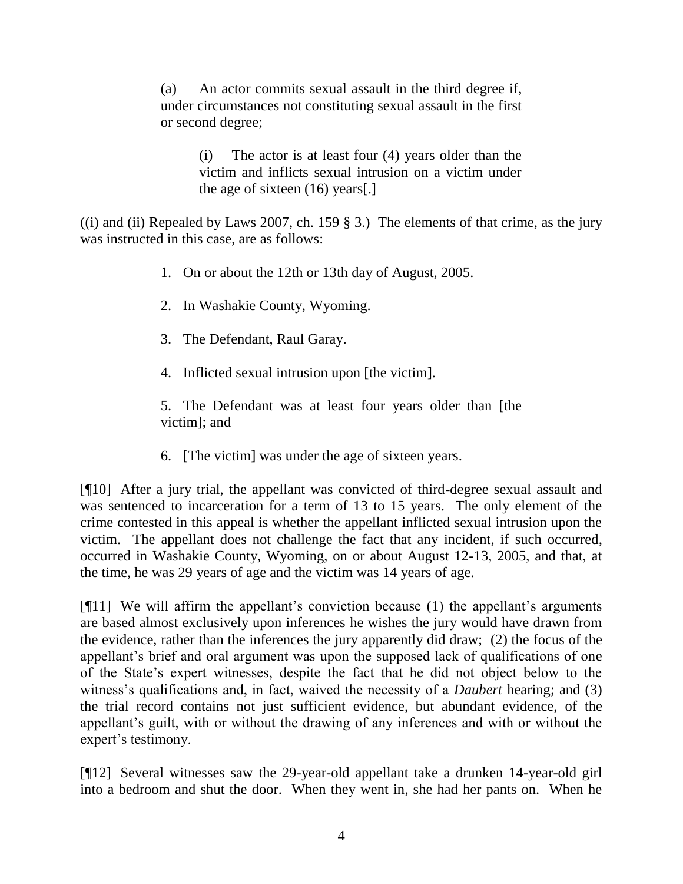> (a) An actor commits sexual assault in the third degree if, under circumstances not constituting sexual assault in the first or second degree;
>
> > (i) The actor is at least four (4) years older than the victim and inflicts sexual intrusion on a victim under the age of sixteen (16) years[.]

((i) and (ii) Repealed by Laws 2007, ch. 159 § 3.) The elements of that crime, as the jury was instructed in this case, are as follows:

> 1. On or about the 12th or 13th day of August, 2005.
>
> 2. In Washakie County, Wyoming.
>
> 3. The Defendant, Raul Garay.
>
> 4. Inflicted sexual intrusion upon [the victim].
>
> 5. The Defendant was at least four years older than [the victim]; and
>
> 6. [The victim] was under the age of sixteen years.

[¶10] After a jury trial, the appellant was convicted of third-degree sexual assault and was sentenced to incarceration for a term of 13 to 15 years. The only element of the crime contested in this appeal is whether the appellant inflicted sexual intrusion upon the victim. The appellant does not challenge the fact that any incident, if such occurred, occurred in Washakie County, Wyoming, on or about August 12-13, 2005, and that, at the time, he was 29 years of age and the victim was 14 years of age.

[¶11] We will affirm the appellant's conviction because (1) the appellant's arguments are based almost exclusively upon inferences he wishes the jury would have drawn from the evidence, rather than the inferences the jury apparently did draw; (2) the focus of the appellant's brief and oral argument was upon the supposed lack of qualifications of one of the State's expert witnesses, despite the fact that he did not object below to the witness's qualifications and, in fact, waived the necessity of a *Daubert* hearing; and (3) the trial record contains not just sufficient evidence, but abundant evidence, of the appellant's guilt, with or without the drawing of any inferences and with or without the expert's testimony.

[¶12] Several witnesses saw the 29-year-old appellant take a drunken 14-year-old girl into a bedroom and shut the door. When they went in, she had her pants on. When he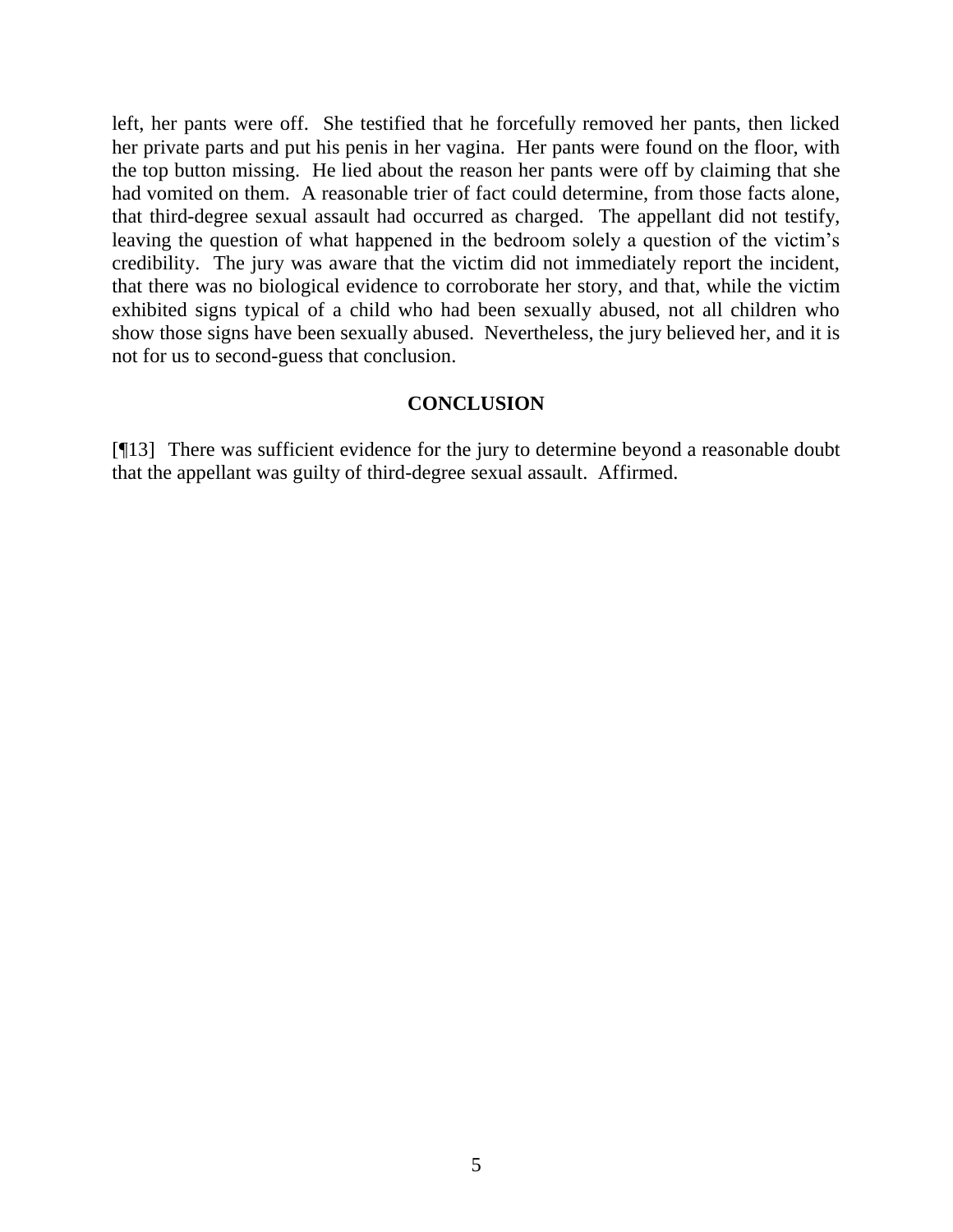left, her pants were off. She testified that he forcefully removed her pants, then licked her private parts and put his penis in her vagina. Her pants were found on the floor, with the top button missing. He lied about the reason her pants were off by claiming that she had vomited on them. A reasonable trier of fact could determine, from those facts alone, that third-degree sexual assault had occurred as charged. The appellant did not testify, leaving the question of what happened in the bedroom solely a question of the victim's credibility. The jury was aware that the victim did not immediately report the incident, that there was no biological evidence to corroborate her story, and that, while the victim exhibited signs typical of a child who had been sexually abused, not all children who show those signs have been sexually abused. Nevertheless, the jury believed her, and it is not for us to second-guess that conclusion.

## CONCLUSION

[¶13] There was sufficient evidence for the jury to determine beyond a reasonable doubt that the appellant was guilty of third-degree sexual assault. Affirmed.